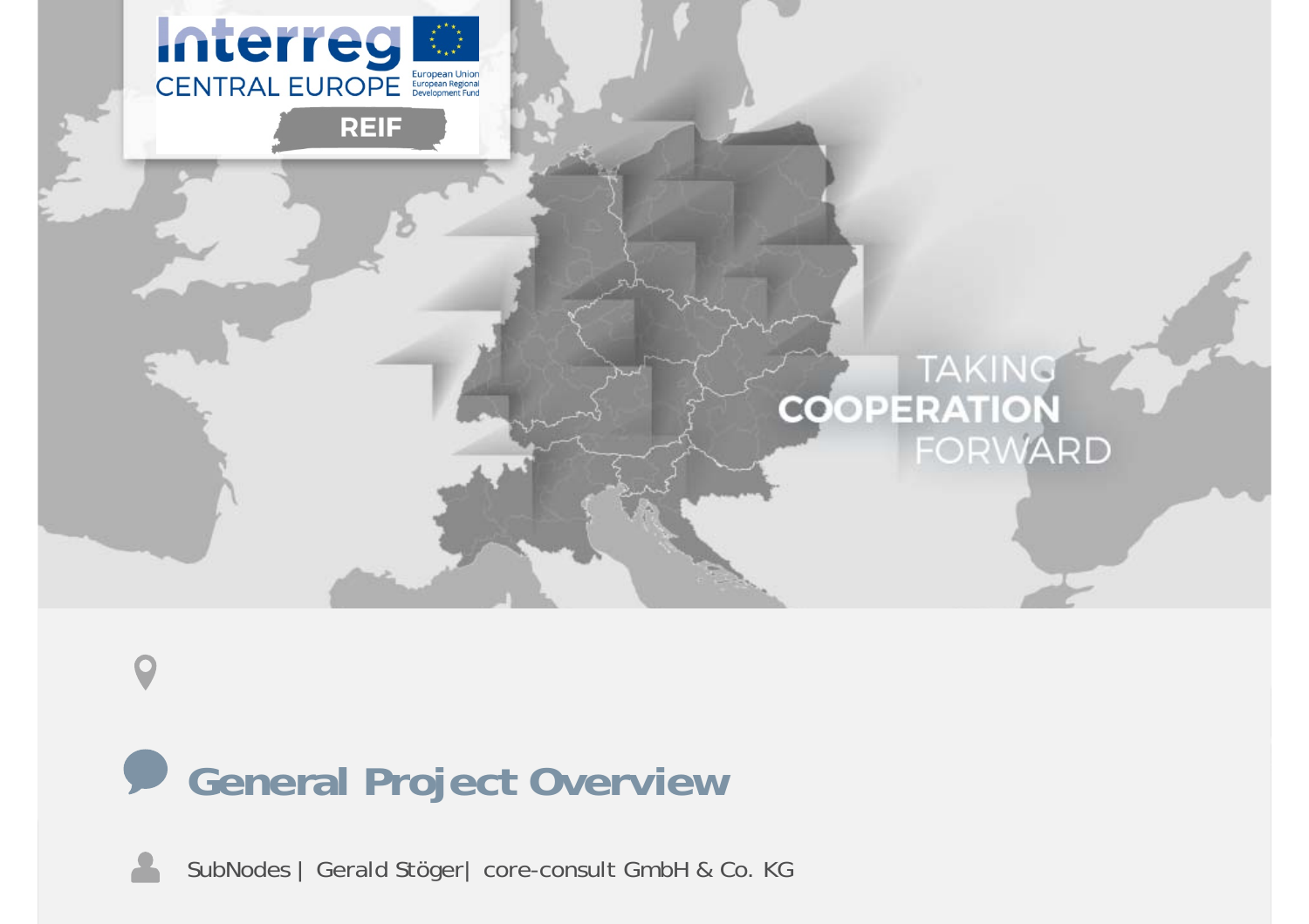Interreg CENTRAL EUROPE

European Union
European Regional Development Fund

REIF

TAKING COOPERATION FORWARD

# General Project Overview

SubNodes | Gerald Stöger| core-consult GmbH & Co. KG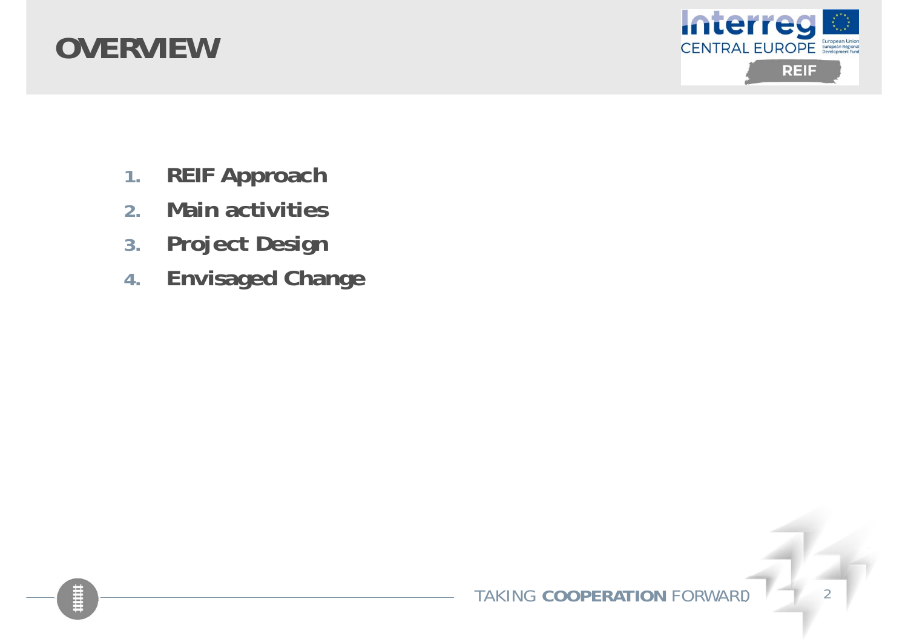# OVERVIEW

1. **REIF Approach**
2. **Main activities**
3. **Project Design**
4. **Envisaged Change**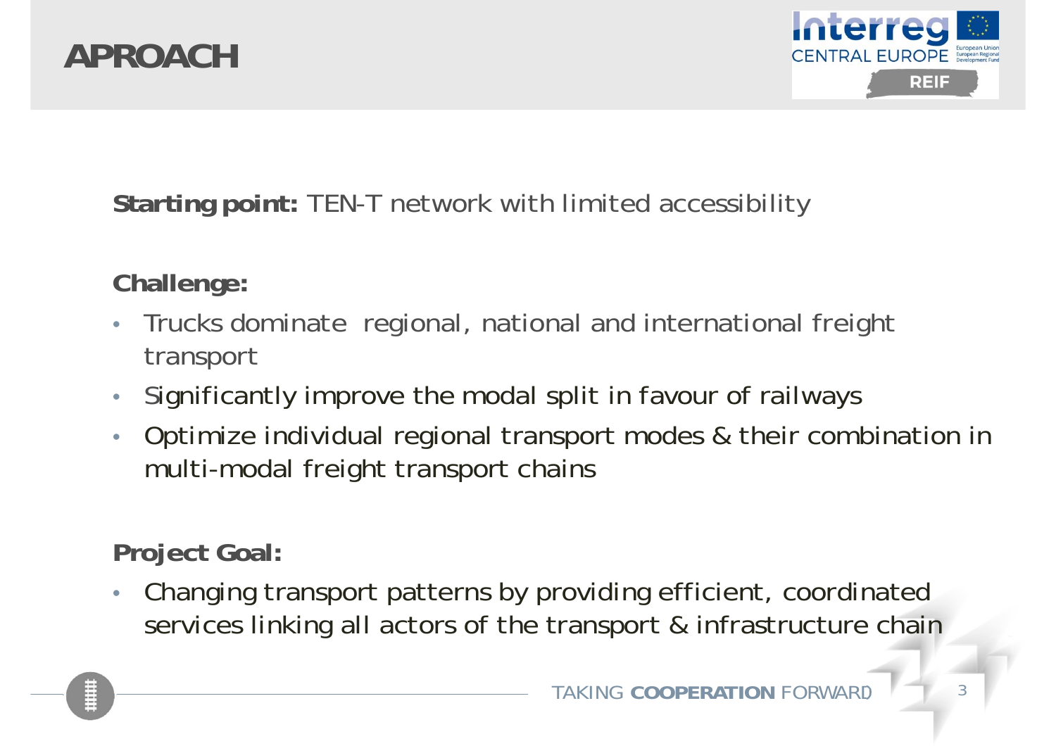# APROACH

**Starting point:** TEN-T network with limited accessibility

**Challenge:**

- Trucks dominate regional, national and international freight transport
- Significantly improve the modal split in favour of railways
- Optimize individual regional transport modes & their combination in multi-modal freight transport chains

**Project Goal:**

- Changing transport patterns by providing efficient, coordinated services linking all actors of the transport & infrastructure chain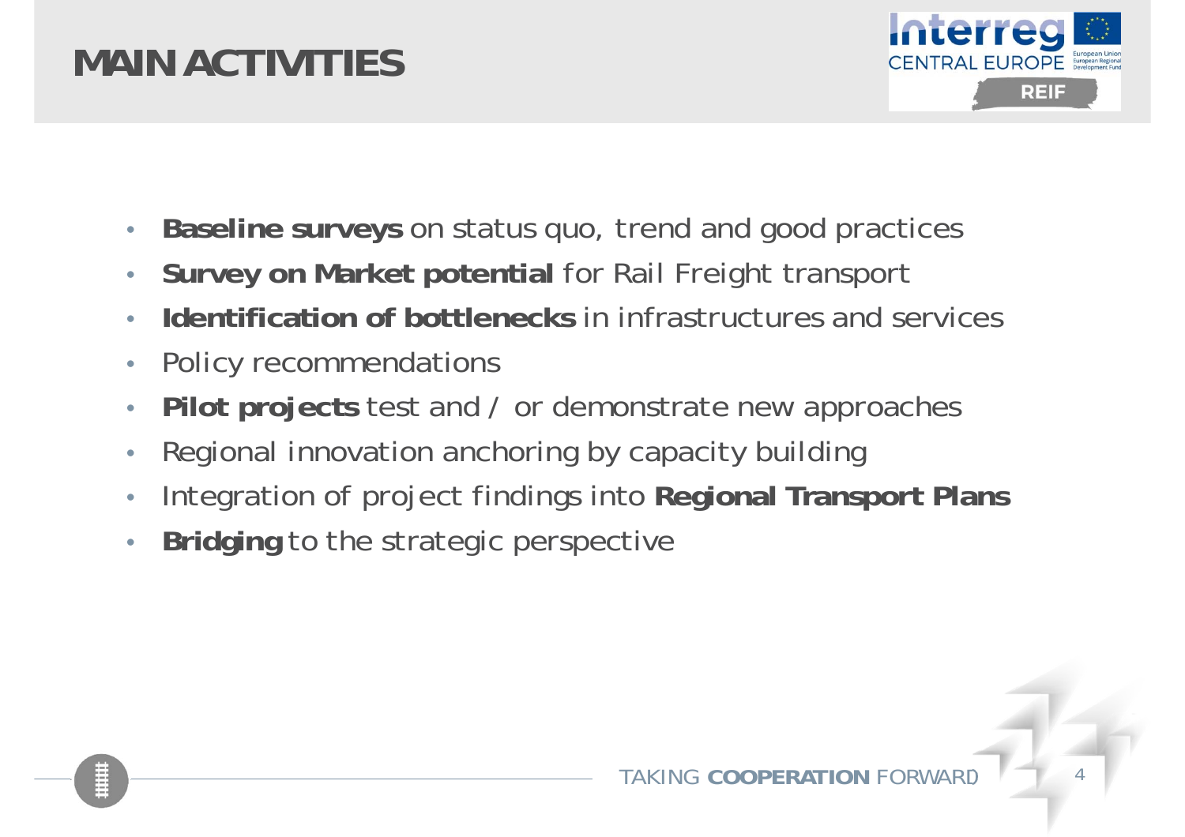# MAIN ACTIVITIES

- **Baseline surveys** on status quo, trend and good practices
- **Survey on Market potential** for Rail Freight transport
- **Identification of bottlenecks** in infrastructures and services
- Policy recommendations
- **Pilot projects** test and / or demonstrate new approaches
- Regional innovation anchoring by capacity building
- Integration of project findings into **Regional Transport Plans**
- **Bridging** to the strategic perspective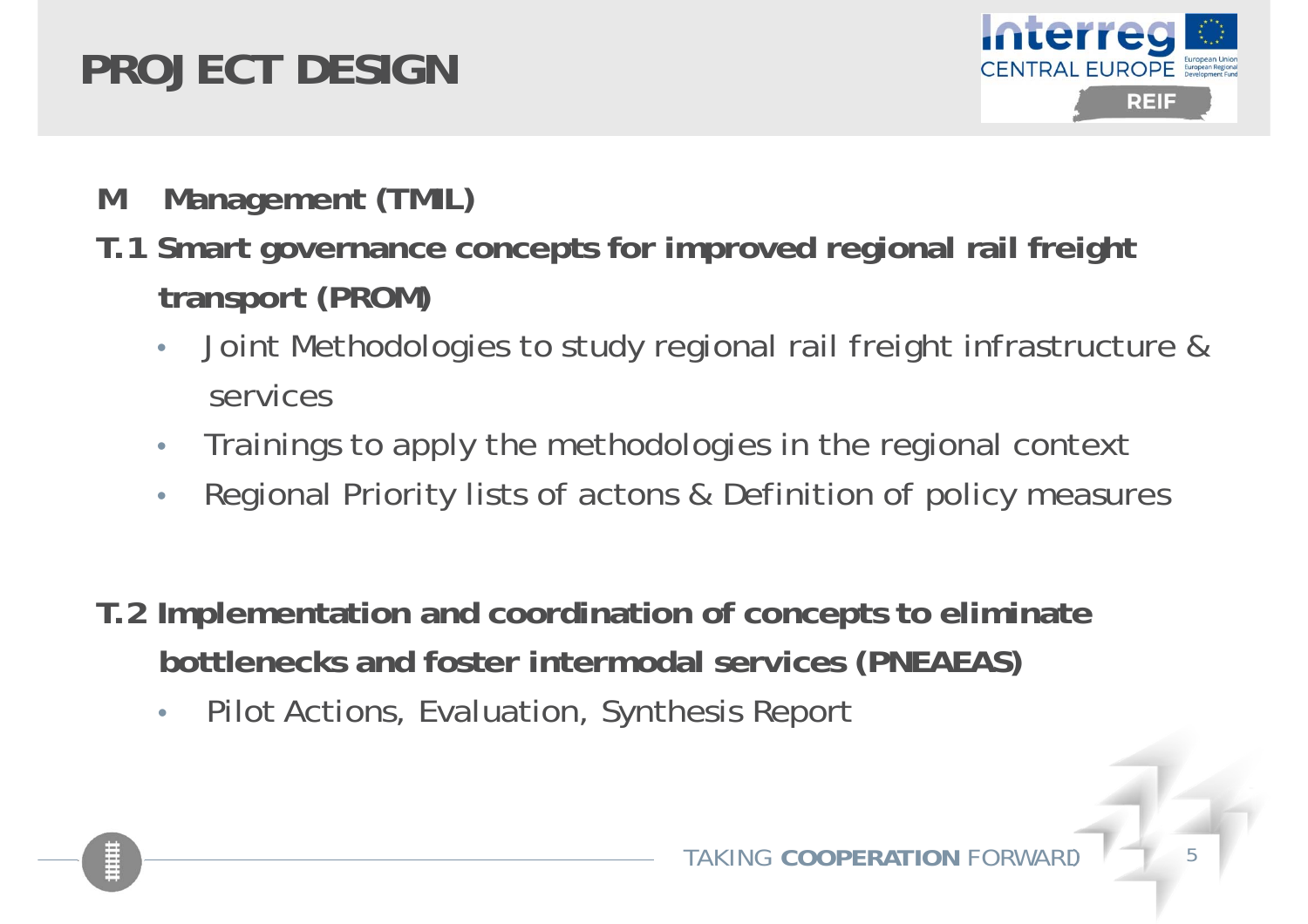# PROJECT DESIGN

**M Management (TMIL)**

**T.1 Smart governance concepts for improved regional rail freight transport (PROM)**

- Joint Methodologies to study regional rail freight infrastructure & services
- Trainings to apply the methodologies in the regional context
- Regional Priority lists of actons & Definition of policy measures

**T.2 Implementation and coordination of concepts to eliminate bottlenecks and foster intermodal services (PNEAEAS)**

- Pilot Actions, Evaluation, Synthesis Report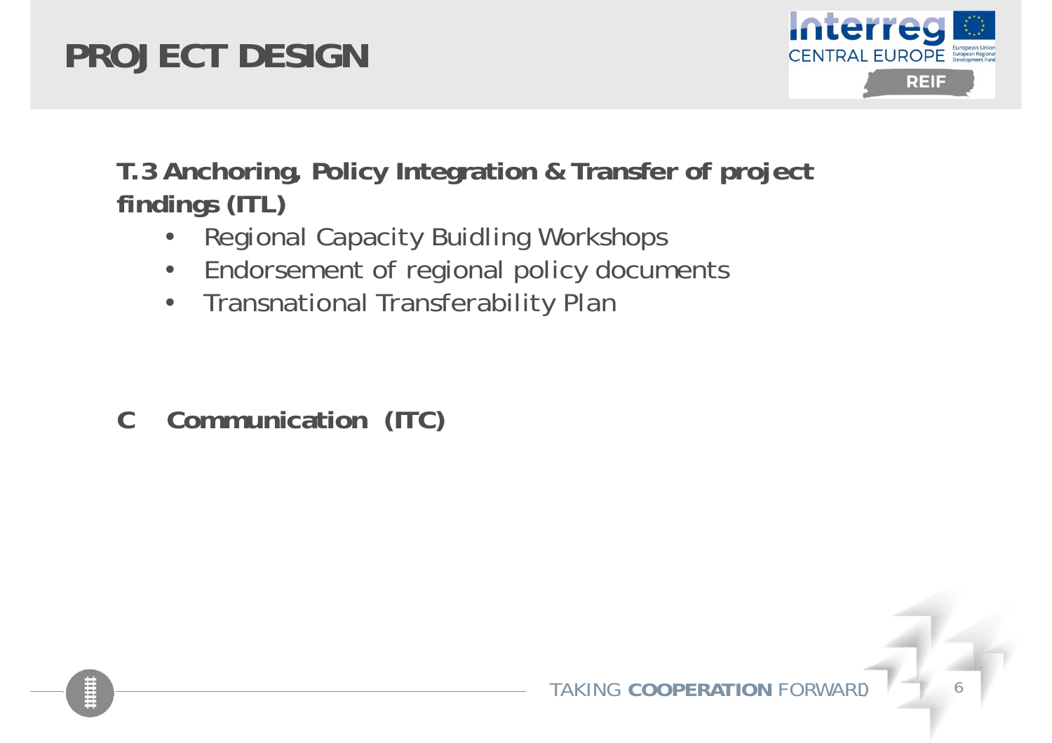# PROJECT DESIGN

**T.3 Anchoring, Policy Integration & Transfer of project findings (ITL)**

- Regional Capacity Buidling Workshops
- Endorsement of regional policy documents
- Transnational Transferability Plan

**C Communication (ITC)**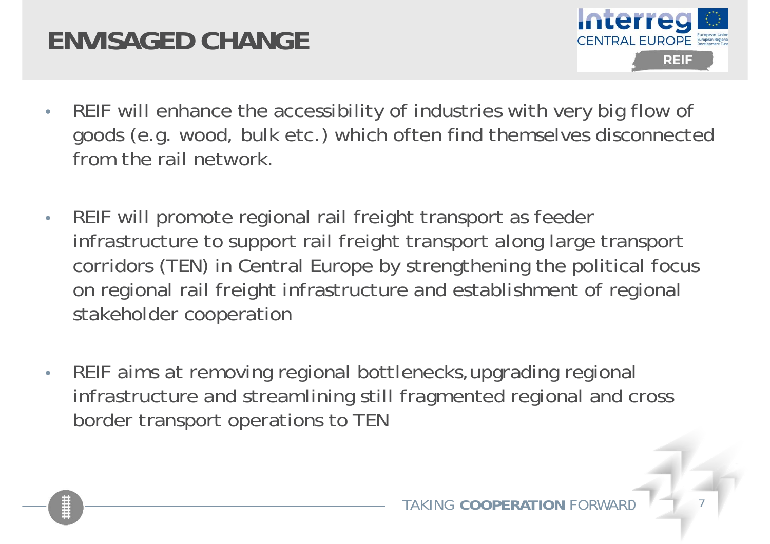# ENVISAGED CHANGE

- REIF will enhance the accessibility of industries with very big flow of goods (e.g. wood, bulk etc.) which often find themselves disconnected from the rail network.

- REIF will promote regional rail freight transport as feeder infrastructure to support rail freight transport along large transport corridors (TEN) in Central Europe by strengthening the political focus on regional rail freight infrastructure and establishment of regional stakeholder cooperation

- REIF aims at removing regional bottlenecks, upgrading regional infrastructure and streamlining still fragmented regional and cross border transport operations to TEN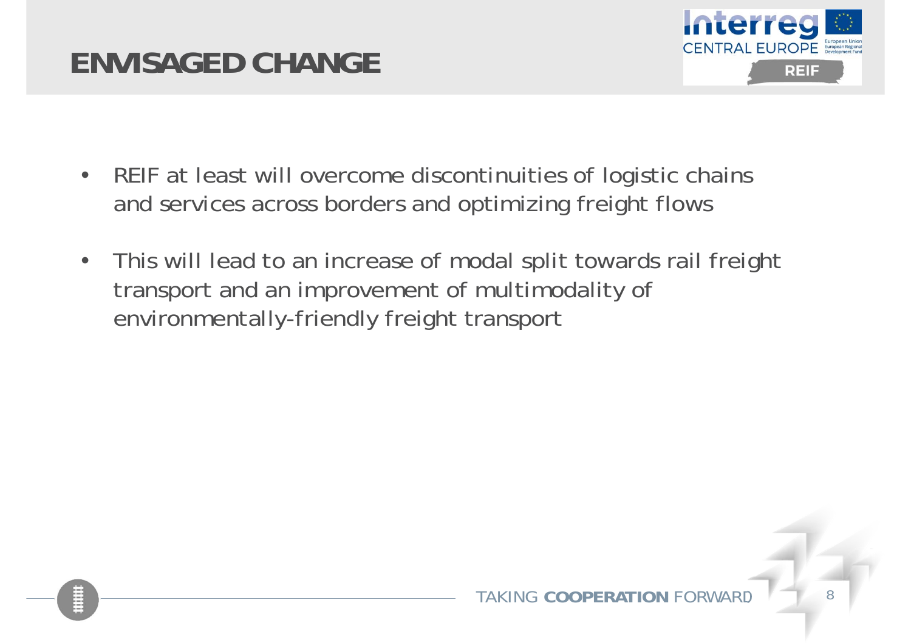# ENVISAGED CHANGE

- REIF at least will overcome discontinuities of logistic chains and services across borders and optimizing freight flows
- This will lead to an increase of modal split towards rail freight transport and an improvement of multimodality of environmentally-friendly freight transport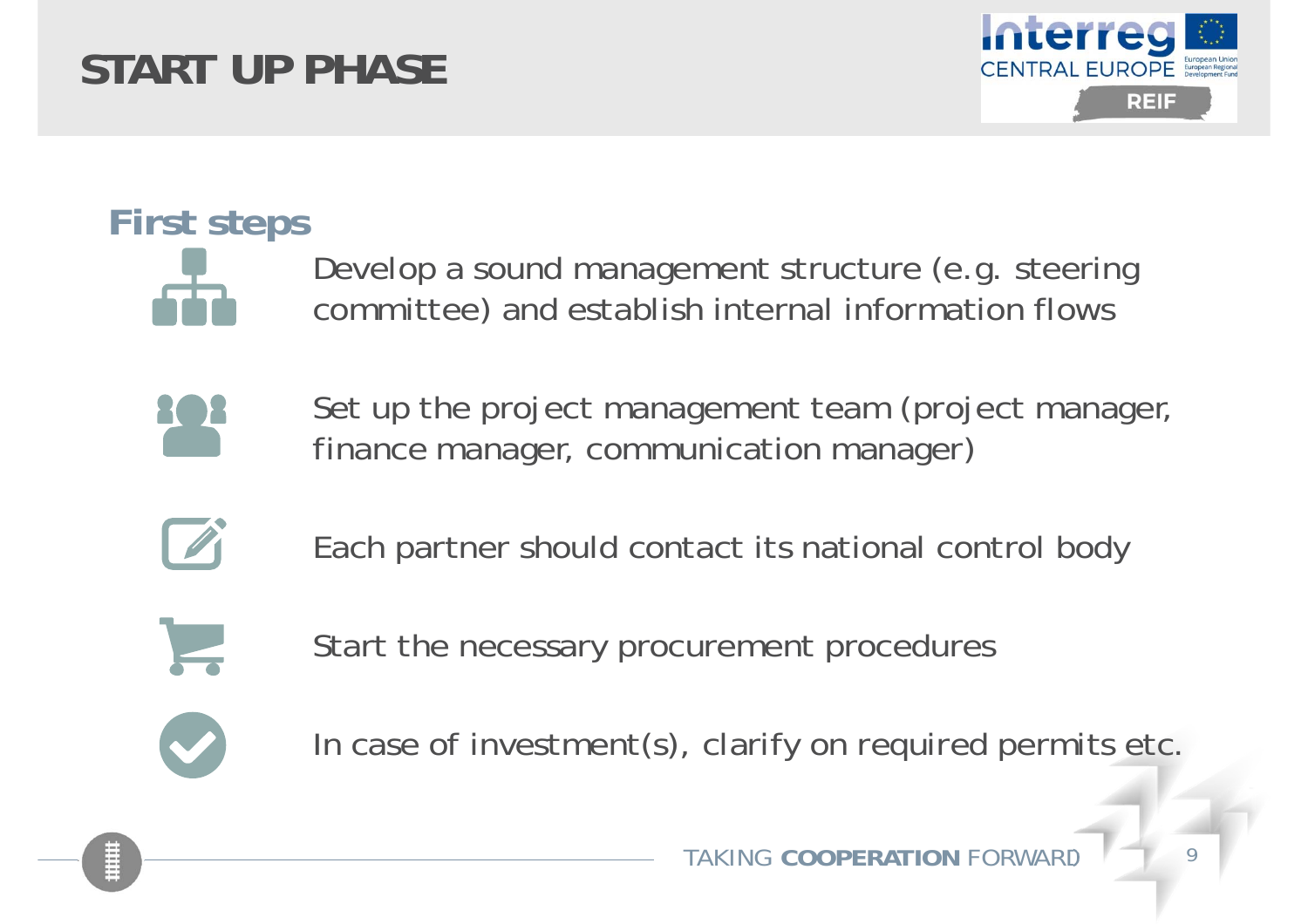# START UP PHASE

## First steps

- Develop a sound management structure (e.g. steering committee) and establish internal information flows
- Set up the project management team (project manager, finance manager, communication manager)
- Each partner should contact its national control body
- Start the necessary procurement procedures
- In case of investment(s), clarify on required permits etc.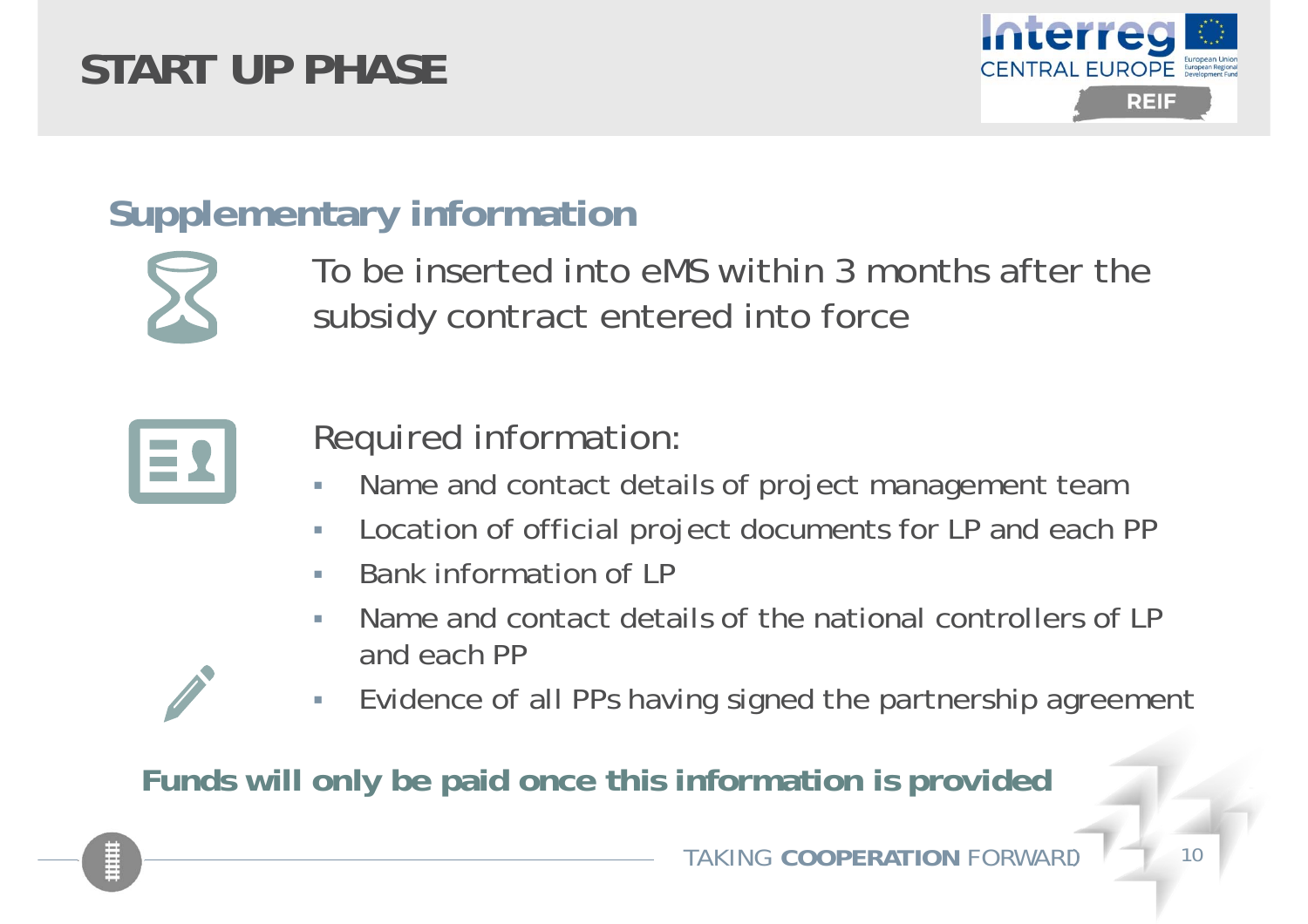# START UP PHASE

## Supplementary information

To be inserted into eMS within 3 months after the subsidy contract entered into force

Required information:

- Name and contact details of project management team
- Location of official project documents for LP and each PP
- Bank information of LP
- Name and contact details of the national controllers of LP and each PP
- Evidence of all PPs having signed the partnership agreement

**Funds will only be paid once this information is provided**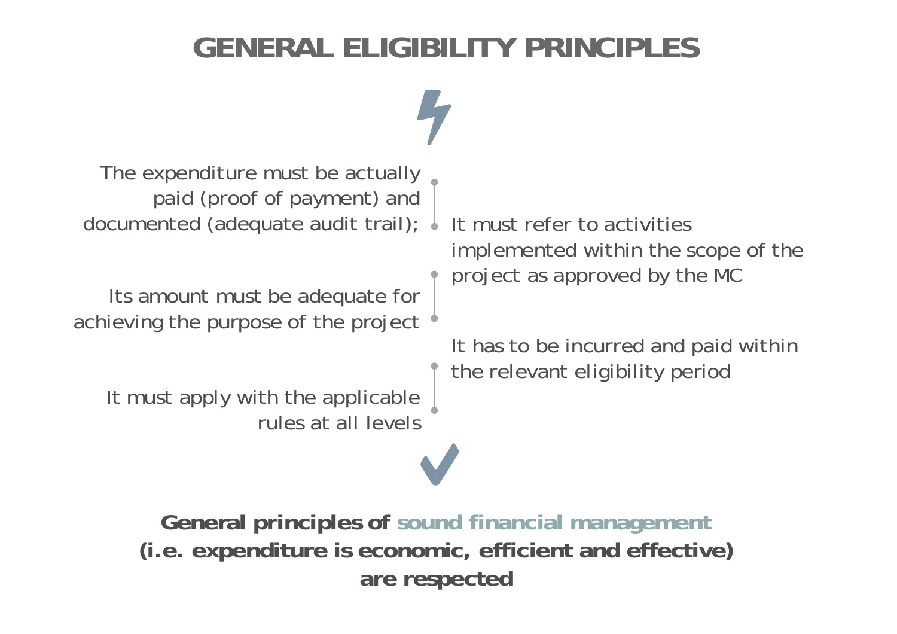# GENERAL ELIGIBILITY PRINCIPLES

- The expenditure must be actually paid (proof of payment) and documented (adequate audit trail);
- It must refer to activities implemented within the scope of the project as approved by the MC
- Its amount must be adequate for achieving the purpose of the project
- It has to be incurred and paid within the relevant eligibility period
- It must apply with the applicable rules at all levels

**General principles of sound financial management (i.e. expenditure is economic, efficient and effective) are respected**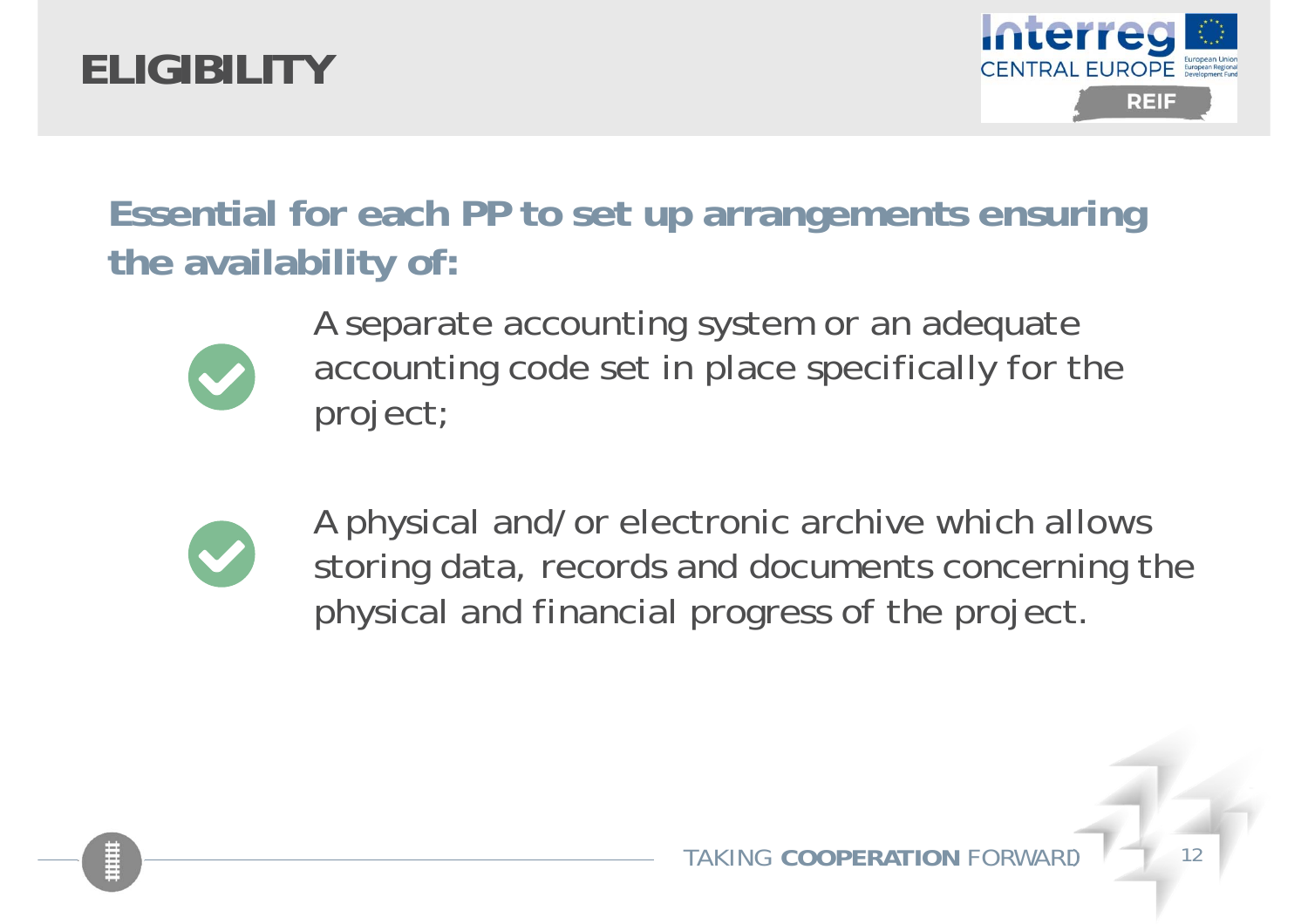# ELIGIBILITY

**Essential for each PP to set up arrangements ensuring the availability of:**

- A separate accounting system or an adequate accounting code set in place specifically for the project;
- A physical and/or electronic archive which allows storing data, records and documents concerning the physical and financial progress of the project.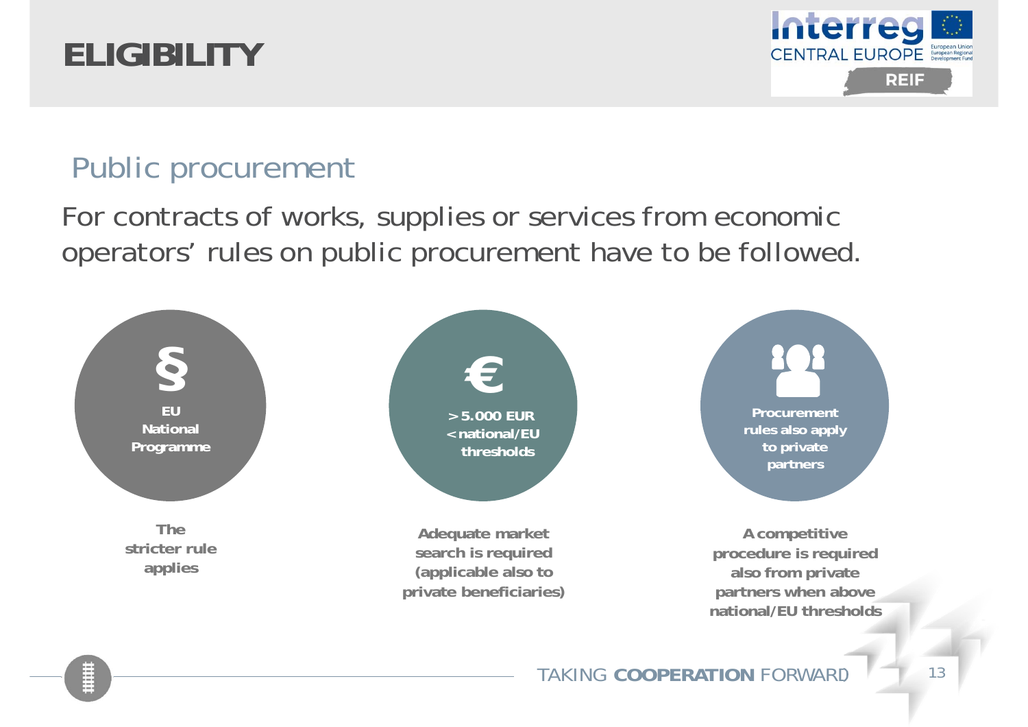# ELIGIBILITY

## Public procurement

For contracts of works, supplies or services from economic operators' rules on public procurement have to be followed.

**§**

**EU**
**National**
**Programme**

**The stricter rule applies**

**€**

**> 5.000 EUR**
**< national/EU thresholds**

**Adequate market search is required (applicable also to private beneficiaries)**

**Procurement rules also apply to private partners**

**A competitive procedure is required also from private partners when above national/EU thresholds**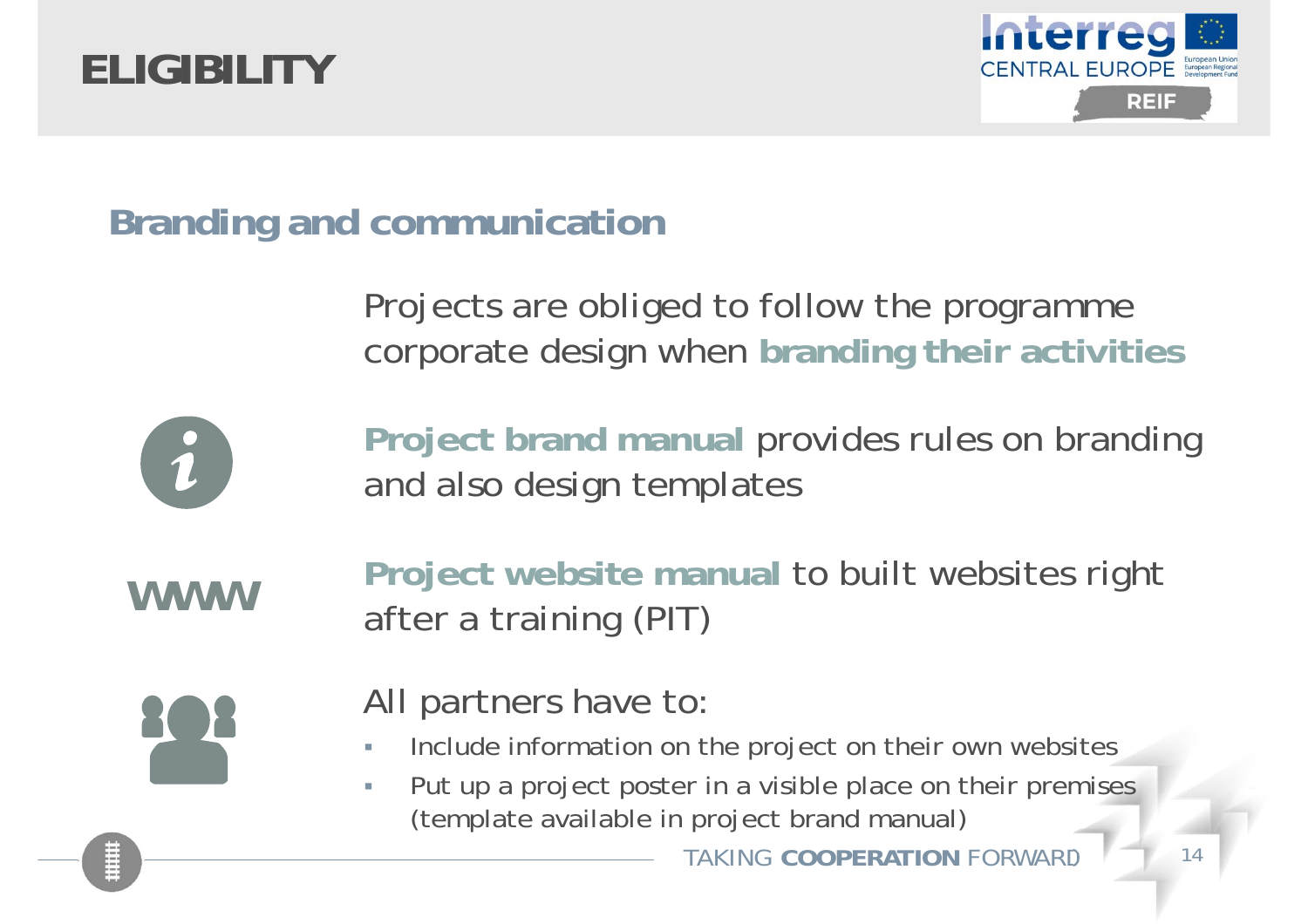# ELIGIBILITY

## Branding and communication

Projects are obliged to follow the programme corporate design when **branding their activities**

**Project brand manual** provides rules on branding and also design templates

WWW

**Project website manual** to built websites right after a training (PIT)

All partners have to:

- Include information on the project on their own websites
- Put up a project poster in a visible place on their premises (template available in project brand manual)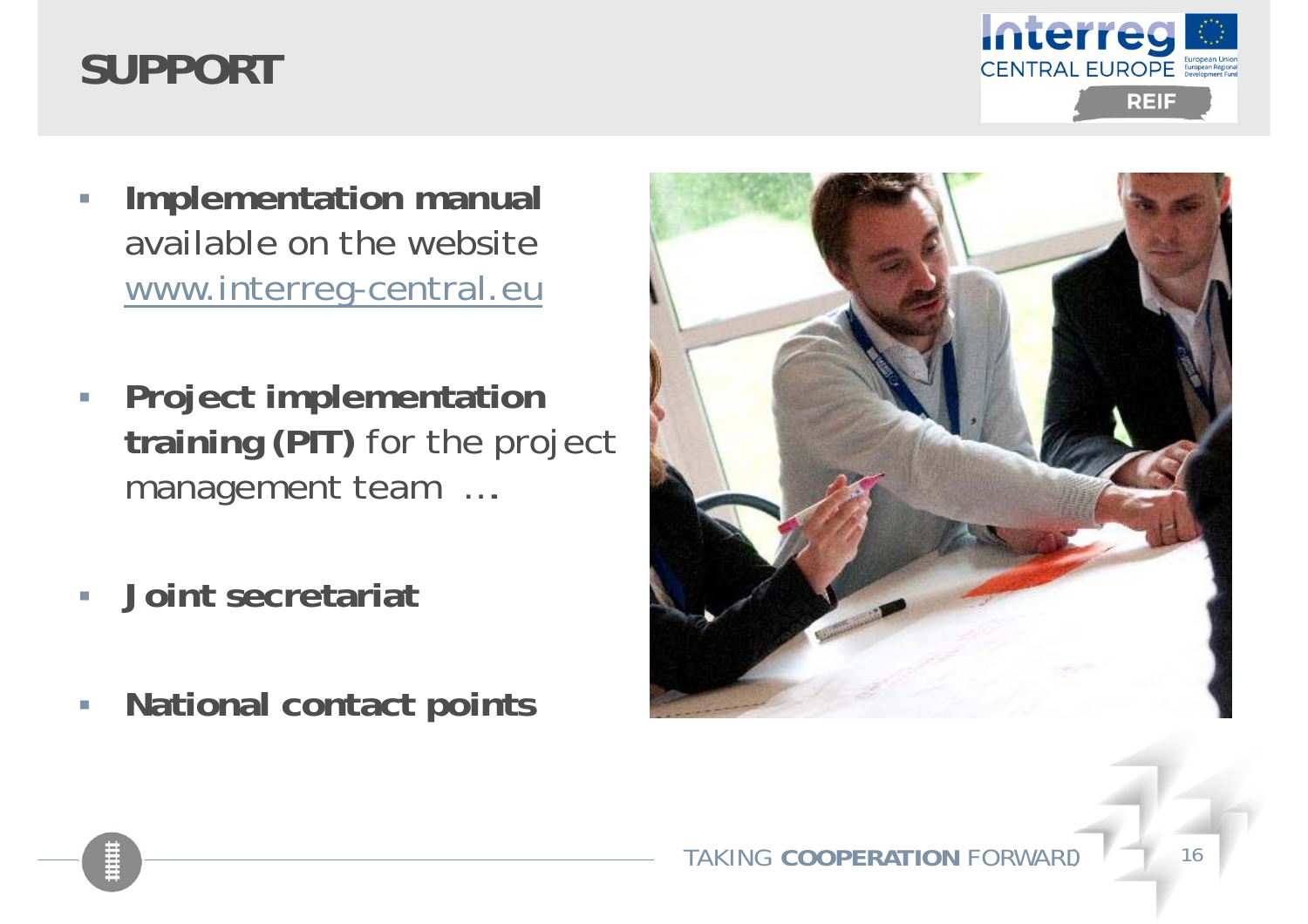# SUPPORT

- **Implementation manual** available on the website www.interreg-central.eu
- **Project implementation training (PIT)** for the project management team …
- **Joint secretariat**
- **National contact points**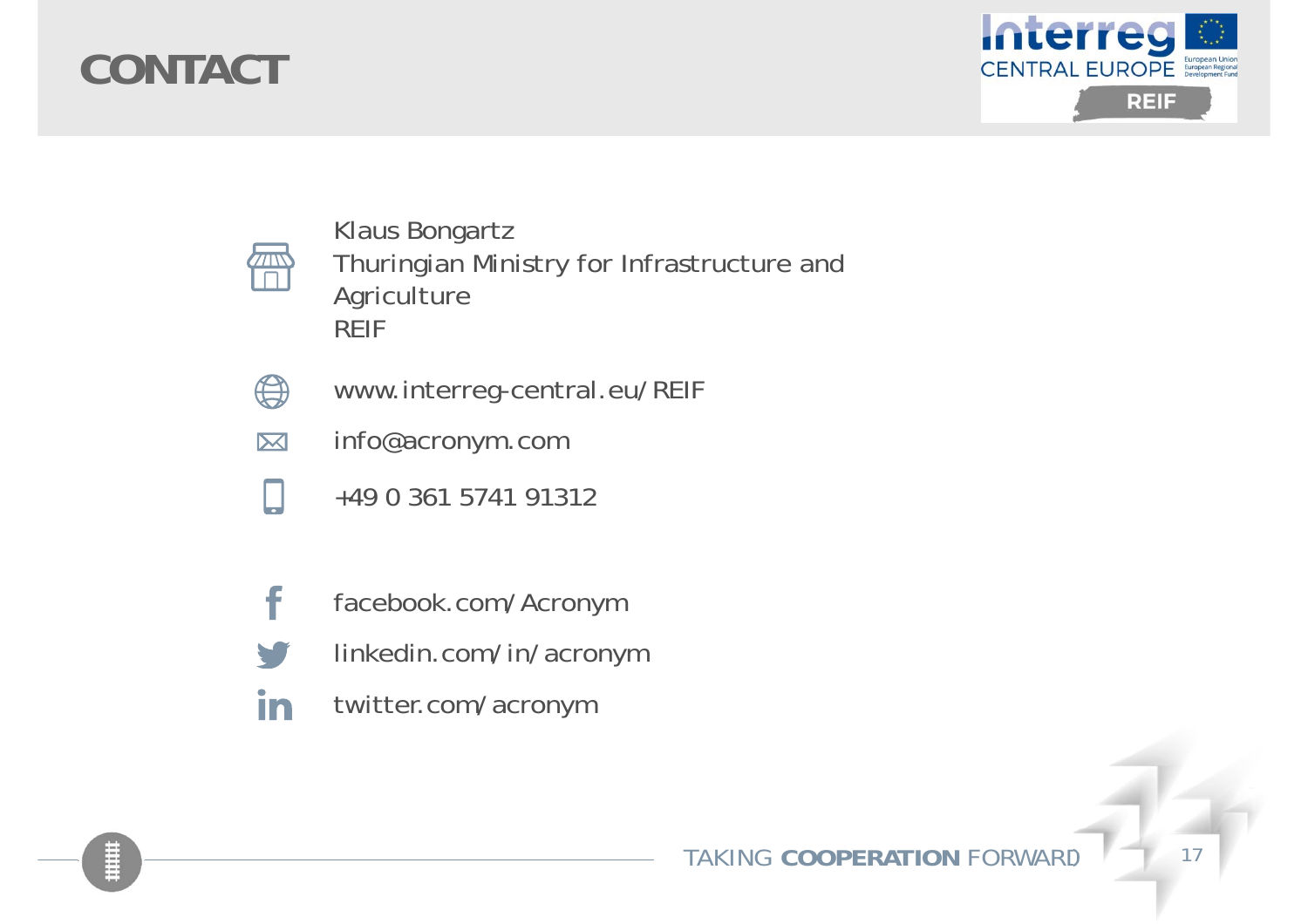# CONTACT

Klaus Bongartz
Thuringian Ministry for Infrastructure and Agriculture
REIF

www.interreg-central.eu/REIF

info@acronym.com

+49 0 361 5741 91312

facebook.com/Acronym

linkedin.com/in/acronym

twitter.com/acronym

TAKING **COOPERATION** FORWARD